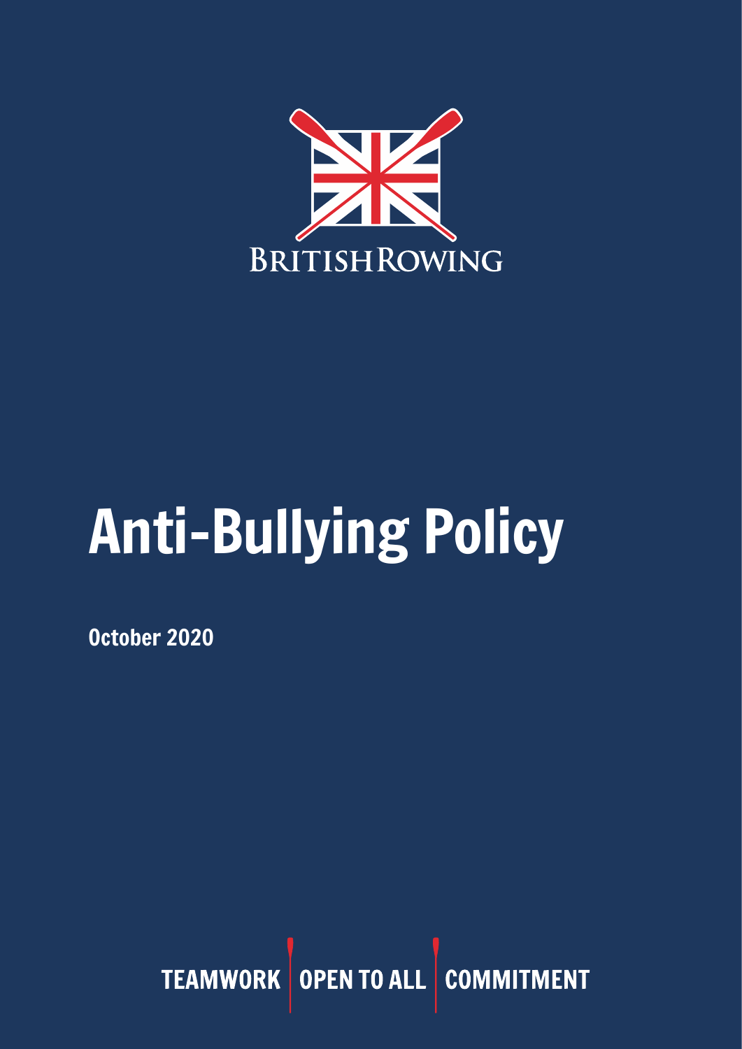BRITISH ROWING

# Anti-Bullying Policy

**October 2020**

**TEAMWORK | OPEN TO ALL | COMMITMENT**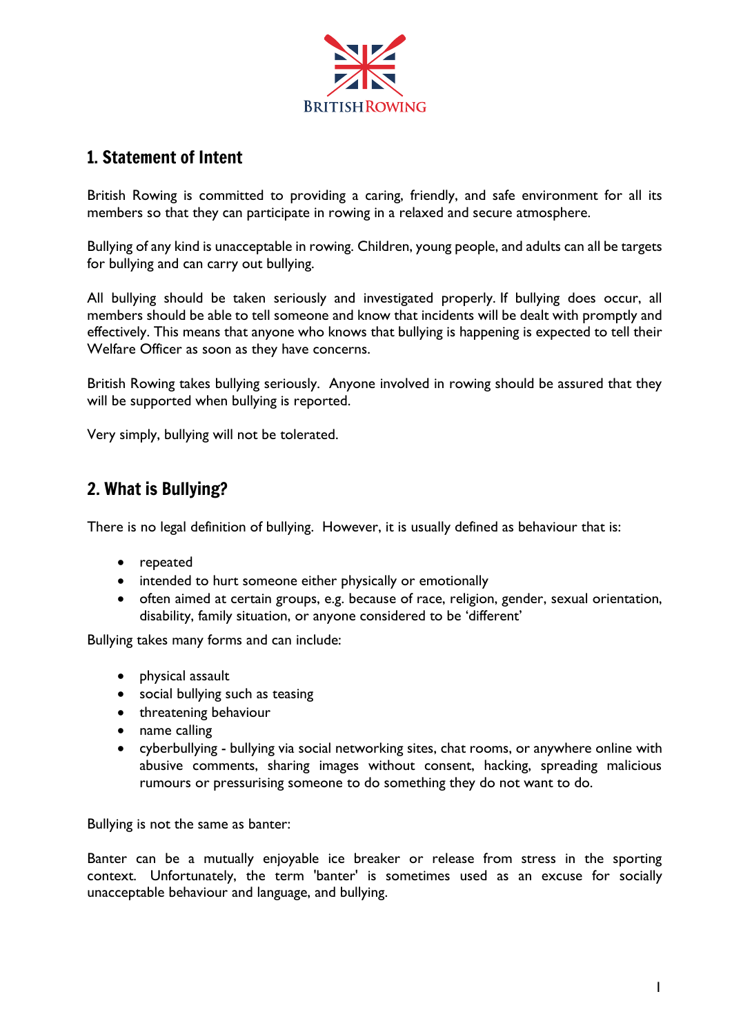## 1. Statement of Intent

British Rowing is committed to providing a caring, friendly, and safe environment for all its members so that they can participate in rowing in a relaxed and secure atmosphere.

Bullying of any kind is unacceptable in rowing. Children, young people, and adults can all be targets for bullying and can carry out bullying.

All bullying should be taken seriously and investigated properly. If bullying does occur, all members should be able to tell someone and know that incidents will be dealt with promptly and effectively. This means that anyone who knows that bullying is happening is expected to tell their Welfare Officer as soon as they have concerns.

British Rowing takes bullying seriously. Anyone involved in rowing should be assured that they will be supported when bullying is reported.

Very simply, bullying will not be tolerated.

## 2. What is Bullying?

There is no legal definition of bullying. However, it is usually defined as behaviour that is:

- repeated
- intended to hurt someone either physically or emotionally
- often aimed at certain groups, e.g. because of race, religion, gender, sexual orientation, disability, family situation, or anyone considered to be 'different'

Bullying takes many forms and can include:

- physical assault
- social bullying such as teasing
- threatening behaviour
- name calling
- cyberbullying - bullying via social networking sites, chat rooms, or anywhere online with abusive comments, sharing images without consent, hacking, spreading malicious rumours or pressurising someone to do something they do not want to do.

Bullying is not the same as banter:

Banter can be a mutually enjoyable ice breaker or release from stress in the sporting context. Unfortunately, the term 'banter' is sometimes used as an excuse for socially unacceptable behaviour and language, and bullying.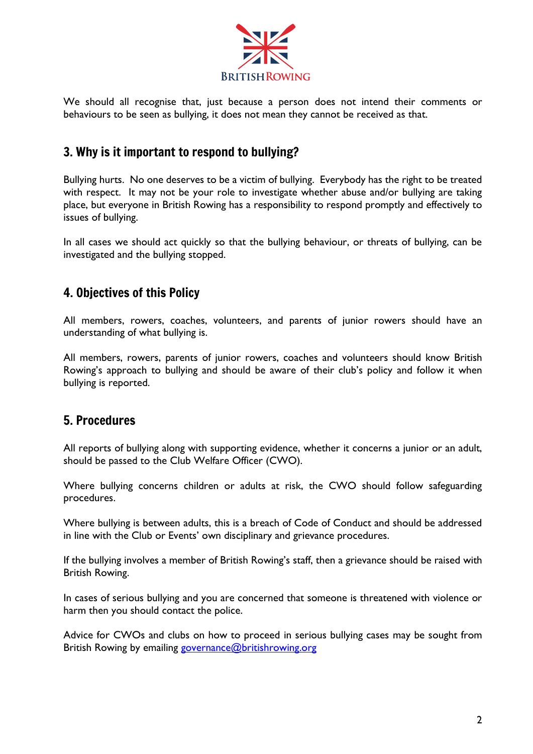We should all recognise that, just because a person does not intend their comments or behaviours to be seen as bullying, it does not mean they cannot be received as that.

## 3. Why is it important to respond to bullying?

Bullying hurts. No one deserves to be a victim of bullying. Everybody has the right to be treated with respect. It may not be your role to investigate whether abuse and/or bullying are taking place, but everyone in British Rowing has a responsibility to respond promptly and effectively to issues of bullying.

In all cases we should act quickly so that the bullying behaviour, or threats of bullying, can be investigated and the bullying stopped.

## 4. Objectives of this Policy

All members, rowers, coaches, volunteers, and parents of junior rowers should have an understanding of what bullying is.

All members, rowers, parents of junior rowers, coaches and volunteers should know British Rowing's approach to bullying and should be aware of their club's policy and follow it when bullying is reported.

## 5. Procedures

All reports of bullying along with supporting evidence, whether it concerns a junior or an adult, should be passed to the Club Welfare Officer (CWO).

Where bullying concerns children or adults at risk, the CWO should follow safeguarding procedures.

Where bullying is between adults, this is a breach of Code of Conduct and should be addressed in line with the Club or Events' own disciplinary and grievance procedures.

If the bullying involves a member of British Rowing's staff, then a grievance should be raised with British Rowing.

In cases of serious bullying and you are concerned that someone is threatened with violence or harm then you should contact the police.

Advice for CWOs and clubs on how to proceed in serious bullying cases may be sought from British Rowing by emailing governance@britishrowing.org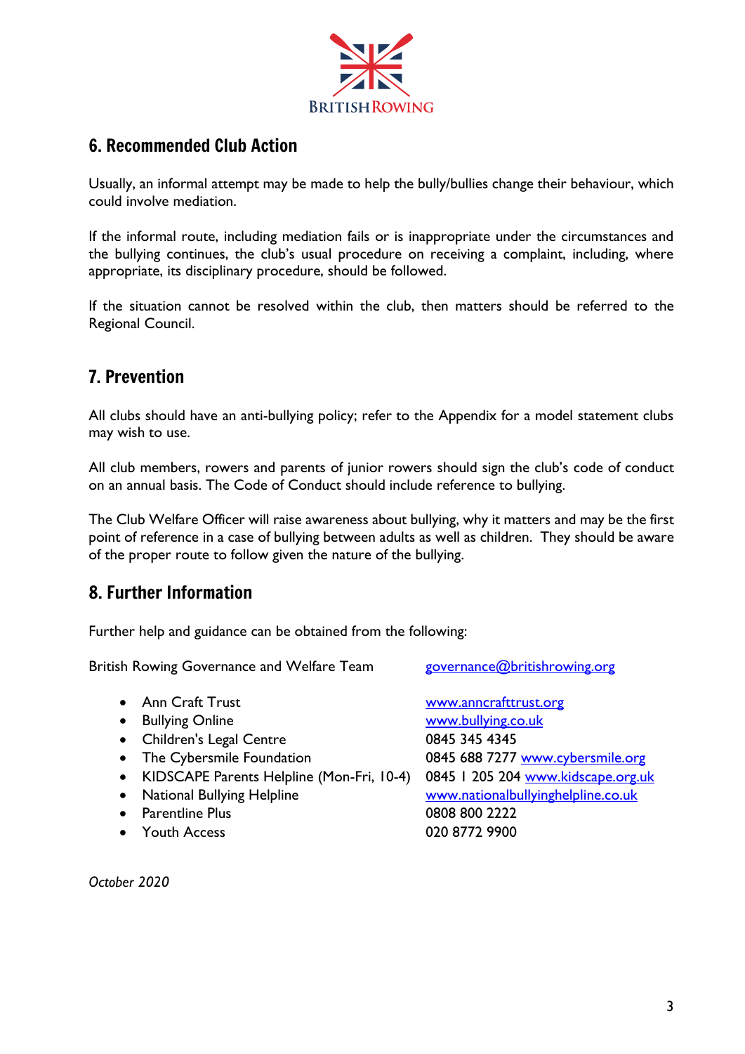## 6. Recommended Club Action

Usually, an informal attempt may be made to help the bully/bullies change their behaviour, which could involve mediation.

If the informal route, including mediation fails or is inappropriate under the circumstances and the bullying continues, the club's usual procedure on receiving a complaint, including, where appropriate, its disciplinary procedure, should be followed.

If the situation cannot be resolved within the club, then matters should be referred to the Regional Council.

## 7. Prevention

All clubs should have an anti-bullying policy; refer to the Appendix for a model statement clubs may wish to use.

All club members, rowers and parents of junior rowers should sign the club's code of conduct on an annual basis. The Code of Conduct should include reference to bullying.

The Club Welfare Officer will raise awareness about bullying, why it matters and may be the first point of reference in a case of bullying between adults as well as children. They should be aware of the proper route to follow given the nature of the bullying.

## 8. Further Information

Further help and guidance can be obtained from the following:

British Rowing Governance and Welfare Team — governance@britishrowing.org

- Ann Craft Trust — www.anncrafttrust.org
- Bullying Online — www.bullying.co.uk
- Children's Legal Centre — 0845 345 4345
- The Cybersmile Foundation — 0845 688 7277 www.cybersmile.org
- KIDSCAPE Parents Helpline (Mon-Fri, 10-4) — 0845 1 205 204 www.kidscape.org.uk
- National Bullying Helpline — www.nationalbullyinghelpline.co.uk
- Parentline Plus — 0808 800 2222
- Youth Access — 020 8772 9900

*October 2020*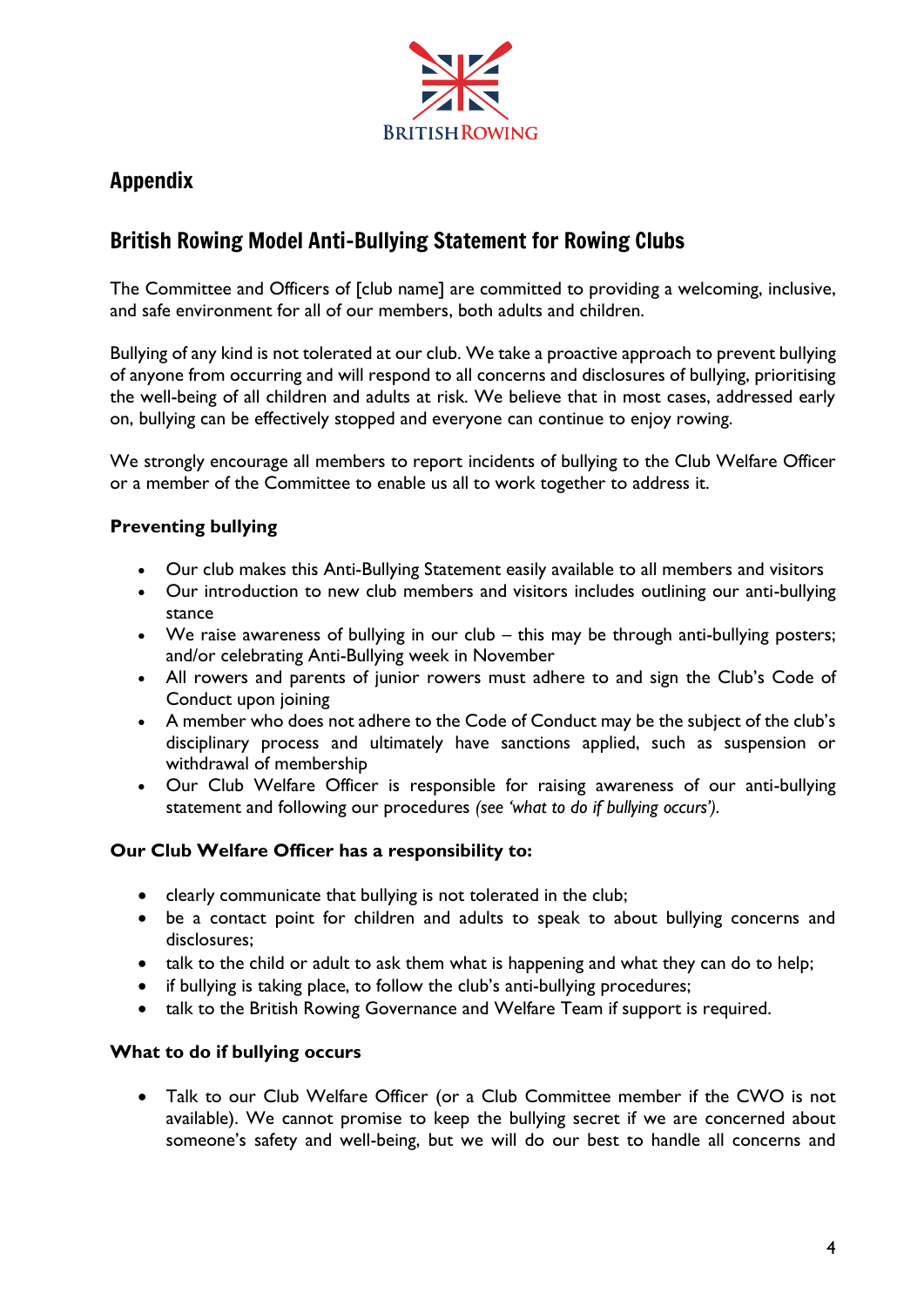## Appendix

## British Rowing Model Anti-Bullying Statement for Rowing Clubs

The Committee and Officers of [club name] are committed to providing a welcoming, inclusive, and safe environment for all of our members, both adults and children.

Bullying of any kind is not tolerated at our club. We take a proactive approach to prevent bullying of anyone from occurring and will respond to all concerns and disclosures of bullying, prioritising the well-being of all children and adults at risk. We believe that in most cases, addressed early on, bullying can be effectively stopped and everyone can continue to enjoy rowing.

We strongly encourage all members to report incidents of bullying to the Club Welfare Officer or a member of the Committee to enable us all to work together to address it.

**Preventing bullying**

- Our club makes this Anti-Bullying Statement easily available to all members and visitors
- Our introduction to new club members and visitors includes outlining our anti-bullying stance
- We raise awareness of bullying in our club – this may be through anti-bullying posters; and/or celebrating Anti-Bullying week in November
- All rowers and parents of junior rowers must adhere to and sign the Club's Code of Conduct upon joining
- A member who does not adhere to the Code of Conduct may be the subject of the club's disciplinary process and ultimately have sanctions applied, such as suspension or withdrawal of membership
- Our Club Welfare Officer is responsible for raising awareness of our anti-bullying statement and following our procedures *(see 'what to do if bullying occurs').*

**Our Club Welfare Officer has a responsibility to:**

- clearly communicate that bullying is not tolerated in the club;
- be a contact point for children and adults to speak to about bullying concerns and disclosures;
- talk to the child or adult to ask them what is happening and what they can do to help;
- if bullying is taking place, to follow the club's anti-bullying procedures;
- talk to the British Rowing Governance and Welfare Team if support is required.

**What to do if bullying occurs**

- Talk to our Club Welfare Officer (or a Club Committee member if the CWO is not available). We cannot promise to keep the bullying secret if we are concerned about someone's safety and well-being, but we will do our best to handle all concerns and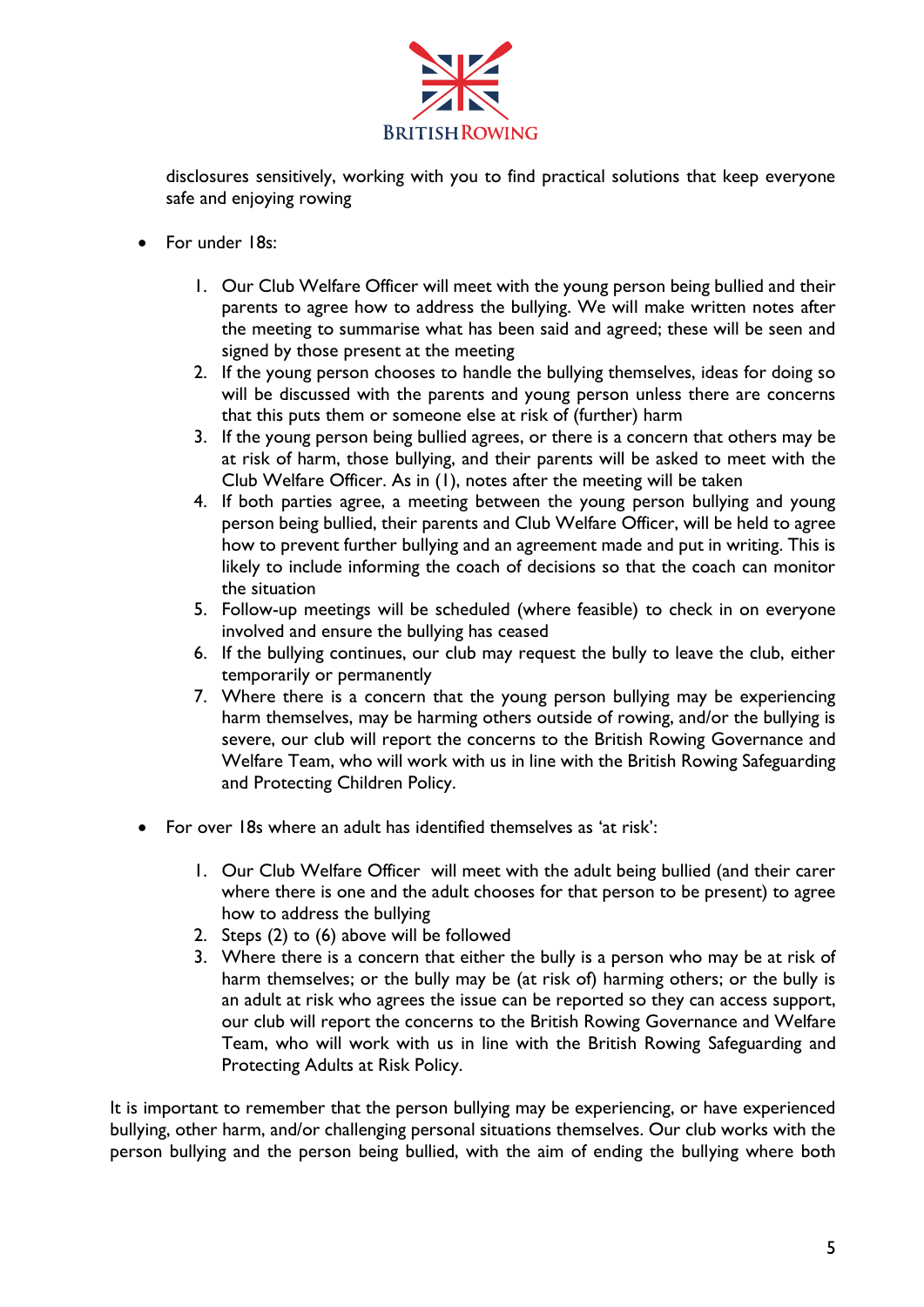disclosures sensitively, working with you to find practical solutions that keep everyone safe and enjoying rowing

- For under 18s:

  1. Our Club Welfare Officer will meet with the young person being bullied and their parents to agree how to address the bullying. We will make written notes after the meeting to summarise what has been said and agreed; these will be seen and signed by those present at the meeting
  2. If the young person chooses to handle the bullying themselves, ideas for doing so will be discussed with the parents and young person unless there are concerns that this puts them or someone else at risk of (further) harm
  3. If the young person being bullied agrees, or there is a concern that others may be at risk of harm, those bullying, and their parents will be asked to meet with the Club Welfare Officer. As in (1), notes after the meeting will be taken
  4. If both parties agree, a meeting between the young person bullying and young person being bullied, their parents and Club Welfare Officer, will be held to agree how to prevent further bullying and an agreement made and put in writing. This is likely to include informing the coach of decisions so that the coach can monitor the situation
  5. Follow-up meetings will be scheduled (where feasible) to check in on everyone involved and ensure the bullying has ceased
  6. If the bullying continues, our club may request the bully to leave the club, either temporarily or permanently
  7. Where there is a concern that the young person bullying may be experiencing harm themselves, may be harming others outside of rowing, and/or the bullying is severe, our club will report the concerns to the British Rowing Governance and Welfare Team, who will work with us in line with the British Rowing Safeguarding and Protecting Children Policy.

- For over 18s where an adult has identified themselves as 'at risk':

  1. Our Club Welfare Officer will meet with the adult being bullied (and their carer where there is one and the adult chooses for that person to be present) to agree how to address the bullying
  2. Steps (2) to (6) above will be followed
  3. Where there is a concern that either the bully is a person who may be at risk of harm themselves; or the bully may be (at risk of) harming others; or the bully is an adult at risk who agrees the issue can be reported so they can access support, our club will report the concerns to the British Rowing Governance and Welfare Team, who will work with us in line with the British Rowing Safeguarding and Protecting Adults at Risk Policy.

It is important to remember that the person bullying may be experiencing, or have experienced bullying, other harm, and/or challenging personal situations themselves. Our club works with the person bullying and the person being bullied, with the aim of ending the bullying where both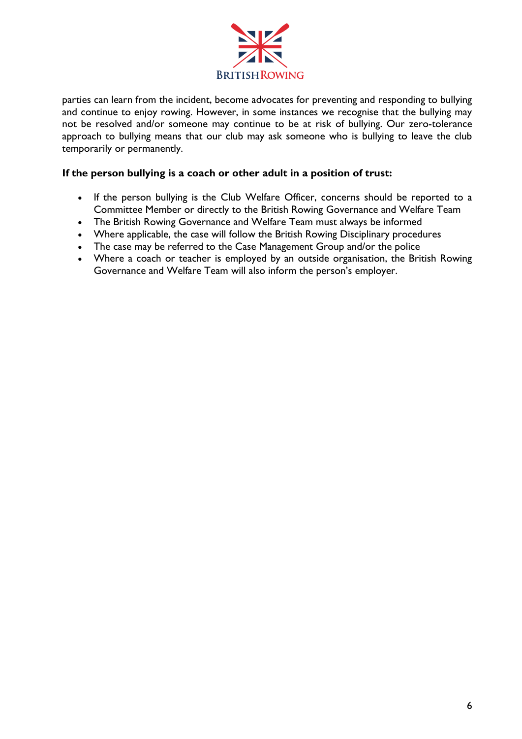parties can learn from the incident, become advocates for preventing and responding to bullying and continue to enjoy rowing. However, in some instances we recognise that the bullying may not be resolved and/or someone may continue to be at risk of bullying. Our zero-tolerance approach to bullying means that our club may ask someone who is bullying to leave the club temporarily or permanently.

**If the person bullying is a coach or other adult in a position of trust:**

- If the person bullying is the Club Welfare Officer, concerns should be reported to a Committee Member or directly to the British Rowing Governance and Welfare Team
- The British Rowing Governance and Welfare Team must always be informed
- Where applicable, the case will follow the British Rowing Disciplinary procedures
- The case may be referred to the Case Management Group and/or the police
- Where a coach or teacher is employed by an outside organisation, the British Rowing Governance and Welfare Team will also inform the person's employer.